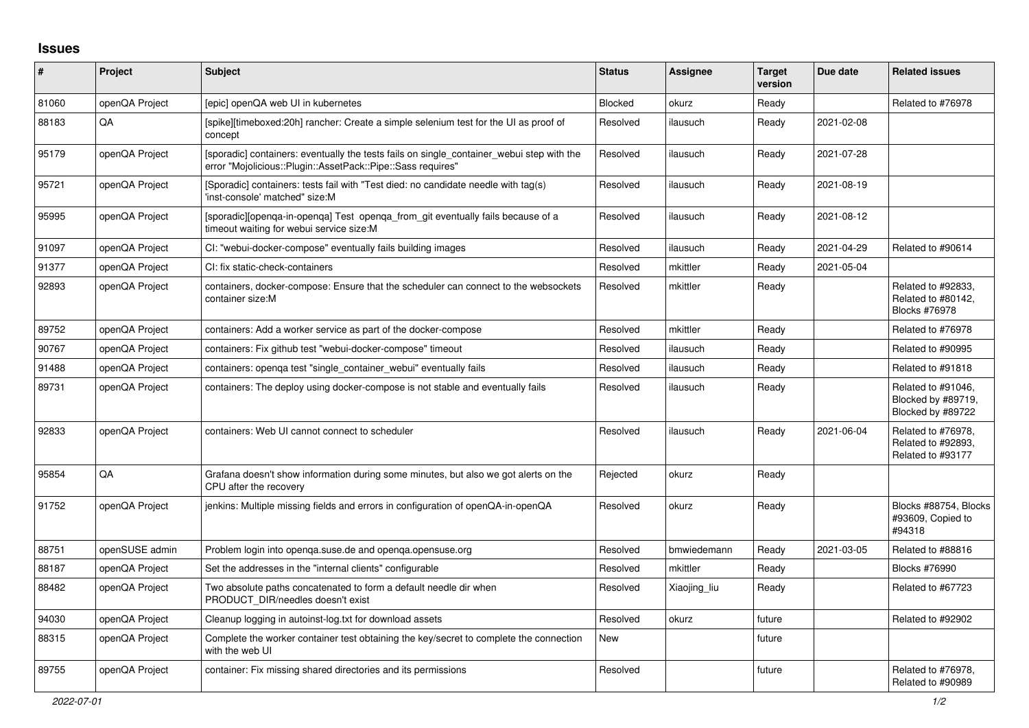## Issues

| # | Project | Subject | Status | Assignee | Target version | Due date | Related issues |
|---|---|---|---|---|---|---|---|
| 81060 | openQA Project | [epic] openQA web UI in kubernetes | Blocked | okurz | Ready | | Related to #76978 |
| 88183 | QA | [spike][timeboxed:20h] rancher: Create a simple selenium test for the UI as proof of concept | Resolved | ilausuch | Ready | 2021-02-08 | |
| 95179 | openQA Project | [sporadic] containers: eventually the tests fails on single_container_webui step with the error "Mojolicious::Plugin::AssetPack::Pipe::Sass requires" | Resolved | ilausuch | Ready | 2021-07-28 | |
| 95721 | openQA Project | [Sporadic] containers: tests fail with "Test died: no candidate needle with tag(s) 'inst-console' matched" size:M | Resolved | ilausuch | Ready | 2021-08-19 | |
| 95995 | openQA Project | [sporadic][openqa-in-openqa] Test openqa_from_git eventually fails because of a timeout waiting for webui service size:M | Resolved | ilausuch | Ready | 2021-08-12 | |
| 91097 | openQA Project | CI: "webui-docker-compose" eventually fails building images | Resolved | ilausuch | Ready | 2021-04-29 | Related to #90614 |
| 91377 | openQA Project | CI: fix static-check-containers | Resolved | mkittler | Ready | 2021-05-04 | |
| 92893 | openQA Project | containers, docker-compose: Ensure that the scheduler can connect to the websockets container size:M | Resolved | mkittler | Ready | | Related to #92833, Related to #80142, Blocks #76978 |
| 89752 | openQA Project | containers: Add a worker service as part of the docker-compose | Resolved | mkittler | Ready | | Related to #76978 |
| 90767 | openQA Project | containers: Fix github test "webui-docker-compose" timeout | Resolved | ilausuch | Ready | | Related to #90995 |
| 91488 | openQA Project | containers: openqa test "single_container_webui" eventually fails | Resolved | ilausuch | Ready | | Related to #91818 |
| 89731 | openQA Project | containers: The deploy using docker-compose is not stable and eventually fails | Resolved | ilausuch | Ready | | Related to #91046, Blocked by #89719, Blocked by #89722 |
| 92833 | openQA Project | containers: Web UI cannot connect to scheduler | Resolved | ilausuch | Ready | 2021-06-04 | Related to #76978, Related to #92893, Related to #93177 |
| 95854 | QA | Grafana doesn't show information during some minutes, but also we got alerts on the CPU after the recovery | Rejected | okurz | Ready | | |
| 91752 | openQA Project | jenkins: Multiple missing fields and errors in configuration of openQA-in-openQA | Resolved | okurz | Ready | | Blocks #88754, Blocks #93609, Copied to #94318 |
| 88751 | openSUSE admin | Problem login into openqa.suse.de and openqa.opensuse.org | Resolved | bmwiedemann | Ready | 2021-03-05 | Related to #88816 |
| 88187 | openQA Project | Set the addresses in the "internal clients" configurable | Resolved | mkittler | Ready | | Blocks #76990 |
| 88482 | openQA Project | Two absolute paths concatenated to form a default needle dir when PRODUCT_DIR/needles doesn't exist | Resolved | Xiaojing_liu | Ready | | Related to #67723 |
| 94030 | openQA Project | Cleanup logging in autoinst-log.txt for download assets | Resolved | okurz | future | | Related to #92902 |
| 88315 | openQA Project | Complete the worker container test obtaining the key/secret to complete the connection with the web UI | New | | future | | |
| 89755 | openQA Project | container: Fix missing shared directories and its permissions | Resolved | | future | | Related to #76978, Related to #90989 |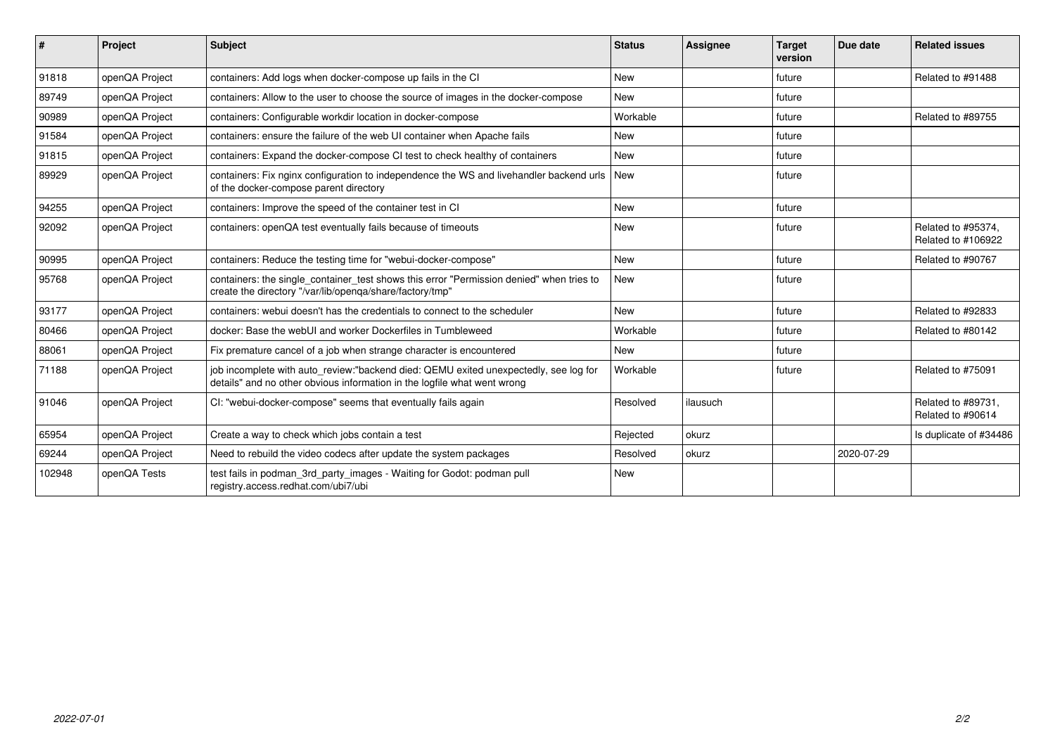| # | Project | Subject | Status | Assignee | Target version | Due date | Related issues |
|---|---|---|---|---|---|---|---|
| 91818 | openQA Project | containers: Add logs when docker-compose up fails in the CI | New | | future | | Related to #91488 |
| 89749 | openQA Project | containers: Allow to the user to choose the source of images in the docker-compose | New | | future | | |
| 90989 | openQA Project | containers: Configurable workdir location in docker-compose | Workable | | future | | Related to #89755 |
| 91584 | openQA Project | containers: ensure the failure of the web UI container when Apache fails | New | | future | | |
| 91815 | openQA Project | containers: Expand the docker-compose CI test to check healthy of containers | New | | future | | |
| 89929 | openQA Project | containers: Fix nginx configuration to independence the WS and livehandler backend urls of the docker-compose parent directory | New | | future | | |
| 94255 | openQA Project | containers: Improve the speed of the container test in CI | New | | future | | |
| 92092 | openQA Project | containers: openQA test eventually fails because of timeouts | New | | future | | Related to #95374, Related to #106922 |
| 90995 | openQA Project | containers: Reduce the testing time for "webui-docker-compose" | New | | future | | Related to #90767 |
| 95768 | openQA Project | containers: the single_container_test shows this error "Permission denied" when tries to create the directory "/var/lib/openqa/share/factory/tmp" | New | | future | | |
| 93177 | openQA Project | containers: webui doesn't has the credentials to connect to the scheduler | New | | future | | Related to #92833 |
| 80466 | openQA Project | docker: Base the webUI and worker Dockerfiles in Tumbleweed | Workable | | future | | Related to #80142 |
| 88061 | openQA Project | Fix premature cancel of a job when strange character is encountered | New | | future | | |
| 71188 | openQA Project | job incomplete with auto_review:"backend died: QEMU exited unexpectedly, see log for details" and no other obvious information in the logfile what went wrong | Workable | | future | | Related to #75091 |
| 91046 | openQA Project | CI: "webui-docker-compose" seems that eventually fails again | Resolved | ilausuch | | | Related to #89731, Related to #90614 |
| 65954 | openQA Project | Create a way to check which jobs contain a test | Rejected | okurz | | | Is duplicate of #34486 |
| 69244 | openQA Project | Need to rebuild the video codecs after update the system packages | Resolved | okurz | | 2020-07-29 | |
| 102948 | openQA Tests | test fails in podman_3rd_party_images - Waiting for Godot: podman pull registry.access.redhat.com/ubi7/ubi | New | | | | |